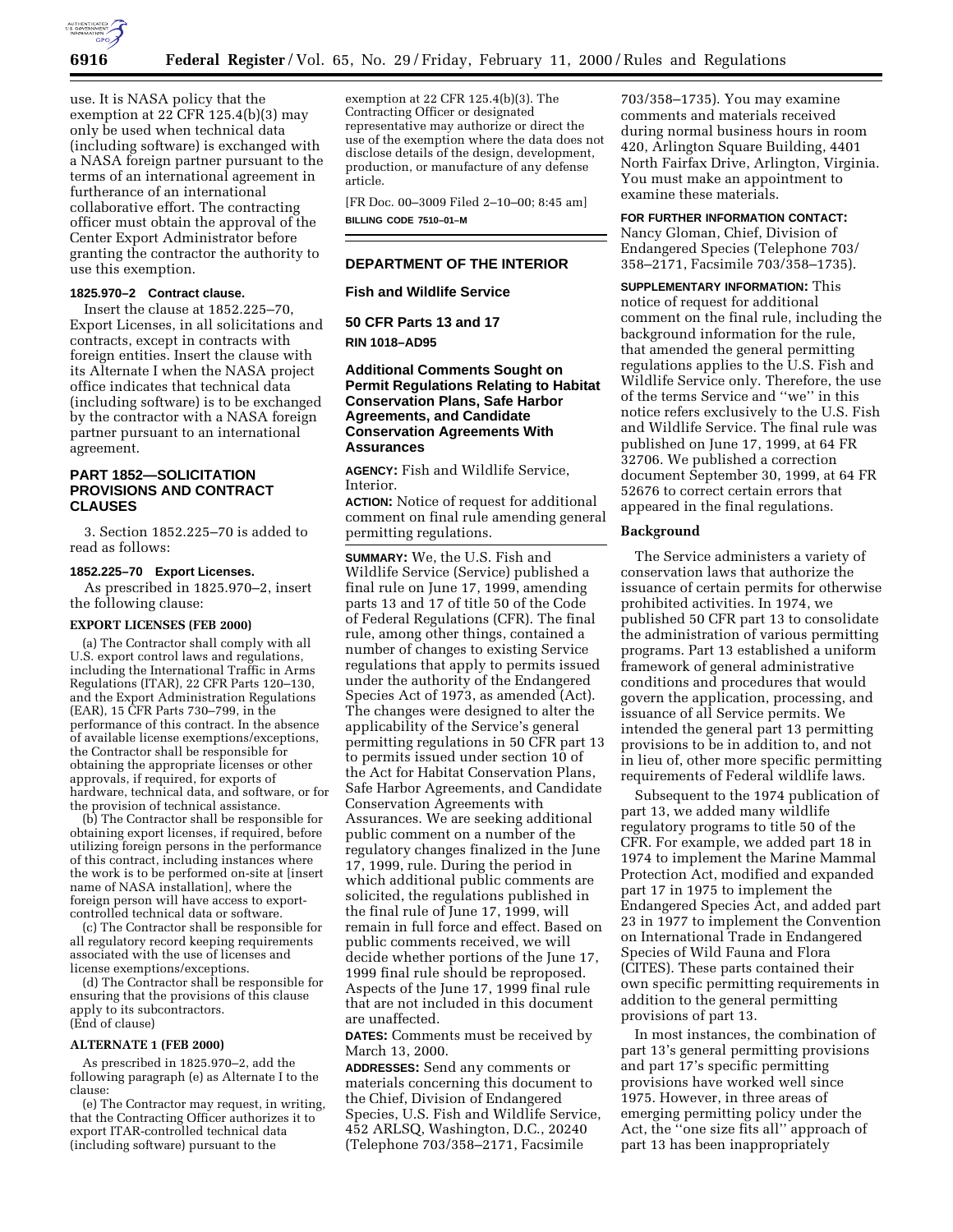use. It is NASA policy that the exemption at 22 CFR 125.4(b)(3) may only be used when technical data (including software) is exchanged with a NASA foreign partner pursuant to the terms of an international agreement in furtherance of an international collaborative effort. The contracting officer must obtain the approval of the Center Export Administrator before granting the contractor the authority to use this exemption.

#### 1825.970–2 Contract clause.

Insert the clause at 1852.225–70, Export Licenses, in all solicitations and contracts, except in contracts with foreign entities. Insert the clause with its Alternate I when the NASA project office indicates that technical data (including software) is to be exchanged by the contractor with a NASA foreign partner pursuant to an international agreement.

### PART 1852—SOLICITATION PROVISIONS AND CONTRACT CLAUSES

3. Section 1852.225–70 is added to read as follows:

#### 1852.225–70 Export Licenses.

As prescribed in 1825.970–2, insert the following clause:

**EXPORT LICENSES (FEB 2000)**

(a) The Contractor shall comply with all U.S. export control laws and regulations, including the International Traffic in Arms Regulations (ITAR), 22 CFR Parts 120–130, and the Export Administration Regulations (EAR), 15 CFR Parts 730–799, in the performance of this contract. In the absence of available license exemptions/exceptions, the Contractor shall be responsible for obtaining the appropriate licenses or other approvals, if required, for exports of hardware, technical data, and software, or for the provision of technical assistance.

(b) The Contractor shall be responsible for obtaining export licenses, if required, before utilizing foreign persons in the performance of this contract, including instances where the work is to be performed on-site at [insert name of NASA installation], where the foreign person will have access to export-controlled technical data or software.

(c) The Contractor shall be responsible for all regulatory record keeping requirements associated with the use of licenses and license exemptions/exceptions.

(d) The Contractor shall be responsible for ensuring that the provisions of this clause apply to its subcontractors.

(End of clause)

**ALTERNATE 1 (FEB 2000)**

As prescribed in 1825.970–2, add the following paragraph (e) as Alternate I to the clause:

(e) The Contractor may request, in writing, that the Contracting Officer authorizes it to export ITAR-controlled technical data (including software) pursuant to the exemption at 22 CFR 125.4(b)(3). The Contracting Officer or designated representative may authorize or direct the use of the exemption where the data does not disclose details of the design, development, production, or manufacture of any defense article.

[FR Doc. 00–3009 Filed 2–10–00; 8:45 am]

**BILLING CODE 7510–01–M**

## DEPARTMENT OF THE INTERIOR

### Fish and Wildlife Service

### 50 CFR Parts 13 and 17

**RIN 1018–AD95**

### Additional Comments Sought on Permit Regulations Relating to Habitat Conservation Plans, Safe Harbor Agreements, and Candidate Conservation Agreements With Assurances

**AGENCY:** Fish and Wildlife Service, Interior.

**ACTION:** Notice of request for additional comment on final rule amending general permitting regulations.

**SUMMARY:** We, the U.S. Fish and Wildlife Service (Service) published a final rule on June 17, 1999, amending parts 13 and 17 of title 50 of the Code of Federal Regulations (CFR). The final rule, among other things, contained a number of changes to existing Service regulations that apply to permits issued under the authority of the Endangered Species Act of 1973, as amended (Act). The changes were designed to alter the applicability of the Service's general permitting regulations in 50 CFR part 13 to permits issued under section 10 of the Act for Habitat Conservation Plans, Safe Harbor Agreements, and Candidate Conservation Agreements with Assurances. We are seeking additional public comment on a number of the regulatory changes finalized in the June 17, 1999, rule. During the period in which additional public comments are solicited, the regulations published in the final rule of June 17, 1999, will remain in full force and effect. Based on public comments received, we will decide whether portions of the June 17, 1999 final rule should be reproposed. Aspects of the June 17, 1999 final rule that are not included in this document are unaffected.

**DATES:** Comments must be received by March 13, 2000.

**ADDRESSES:** Send any comments or materials concerning this document to the Chief, Division of Endangered Species, U.S. Fish and Wildlife Service, 452 ARLSQ, Washington, D.C., 20240 (Telephone 703/358–2171, Facsimile 703/358–1735). You may examine comments and materials received during normal business hours in room 420, Arlington Square Building, 4401 North Fairfax Drive, Arlington, Virginia. You must make an appointment to examine these materials.

**FOR FURTHER INFORMATION CONTACT:** Nancy Gloman, Chief, Division of Endangered Species (Telephone 703/358–2171, Facsimile 703/358–1735).

**SUPPLEMENTARY INFORMATION:** This notice of request for additional comment on the final rule, including the background information for the rule, that amended the general permitting regulations applies to the U.S. Fish and Wildlife Service only. Therefore, the use of the terms Service and "we" in this notice refers exclusively to the U.S. Fish and Wildlife Service. The final rule was published on June 17, 1999, at 64 FR 32706. We published a correction document September 30, 1999, at 64 FR 52676 to correct certain errors that appeared in the final regulations.

**Background**

The Service administers a variety of conservation laws that authorize the issuance of certain permits for otherwise prohibited activities. In 1974, we published 50 CFR part 13 to consolidate the administration of various permitting programs. Part 13 established a uniform framework of general administrative conditions and procedures that would govern the application, processing, and issuance of all Service permits. We intended the general part 13 permitting provisions to be in addition to, and not in lieu of, other more specific permitting requirements of Federal wildlife laws.

Subsequent to the 1974 publication of part 13, we added many wildlife regulatory programs to title 50 of the CFR. For example, we added part 18 in 1974 to implement the Marine Mammal Protection Act, modified and expanded part 17 in 1975 to implement the Endangered Species Act, and added part 23 in 1977 to implement the Convention on International Trade in Endangered Species of Wild Fauna and Flora (CITES). These parts contained their own specific permitting requirements in addition to the general permitting provisions of part 13.

In most instances, the combination of part 13's general permitting provisions and part 17's specific permitting provisions have worked well since 1975. However, in three areas of emerging permitting policy under the Act, the "one size fits all" approach of part 13 has been inappropriately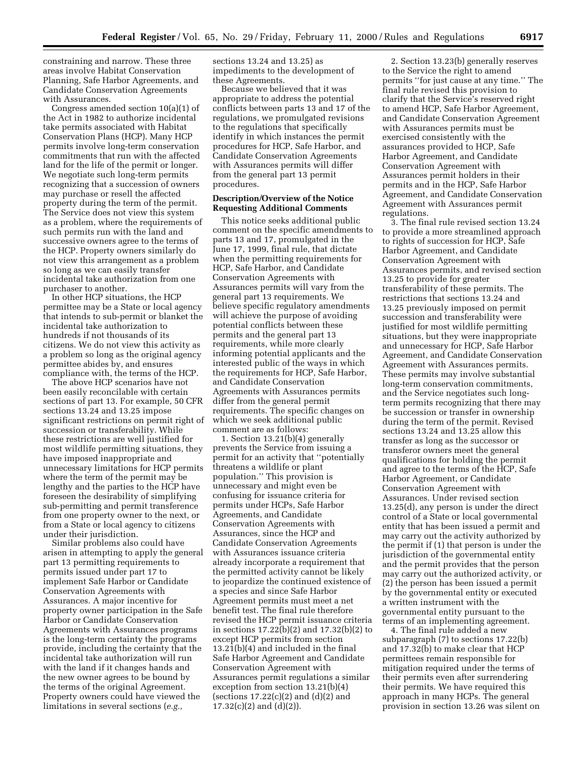constraining and narrow. These three areas involve Habitat Conservation Planning, Safe Harbor Agreements, and Candidate Conservation Agreements with Assurances.

Congress amended section 10(a)(1) of the Act in 1982 to authorize incidental take permits associated with Habitat Conservation Plans (HCP). Many HCP permits involve long-term conservation commitments that run with the affected land for the life of the permit or longer. We negotiate such long-term permits recognizing that a succession of owners may purchase or resell the affected property during the term of the permit. The Service does not view this system as a problem, where the requirements of such permits run with the land and successive owners agree to the terms of the HCP. Property owners similarly do not view this arrangement as a problem so long as we can easily transfer incidental take authorization from one purchaser to another.

In other HCP situations, the HCP permittee may be a State or local agency that intends to sub-permit or blanket the incidental take authorization to hundreds if not thousands of its citizens. We do not view this activity as a problem so long as the original agency permittee abides by, and ensures compliance with, the terms of the HCP.

The above HCP scenarios have not been easily reconcilable with certain sections of part 13. For example, 50 CFR sections 13.24 and 13.25 impose significant restrictions on permit right of succession or transferability. While these restrictions are well justified for most wildlife permitting situations, they have imposed inappropriate and unnecessary limitations for HCP permits where the term of the permit may be lengthy and the parties to the HCP have foreseen the desirability of simplifying sub-permitting and permit transference from one property owner to the next, or from a State or local agency to citizens under their jurisdiction.

Similar problems also could have arisen in attempting to apply the general part 13 permitting requirements to permits issued under part 17 to implement Safe Harbor or Candidate Conservation Agreements with Assurances. A major incentive for property owner participation in the Safe Harbor or Candidate Conservation Agreements with Assurances programs is the long-term certainty the programs provide, including the certainty that the incidental take authorization will run with the land if it changes hands and the new owner agrees to be bound by the terms of the original Agreement. Property owners could have viewed the limitations in several sections (*e.g.,* sections 13.24 and 13.25) as impediments to the development of these Agreements.

Because we believed that it was appropriate to address the potential conflicts between parts 13 and 17 of the regulations, we promulgated revisions to the regulations that specifically identify in which instances the permit procedures for HCP, Safe Harbor, and Candidate Conservation Agreements with Assurances permits will differ from the general part 13 permit procedures.

**Description/Overview of the Notice Requesting Additional Comments**

This notice seeks additional public comment on the specific amendments to parts 13 and 17, promulgated in the June 17, 1999, final rule, that dictate when the permitting requirements for HCP, Safe Harbor, and Candidate Conservation Agreements with Assurances permits will vary from the general part 13 requirements. We believe specific regulatory amendments will achieve the purpose of avoiding potential conflicts between these permits and the general part 13 requirements, while more clearly informing potential applicants and the interested public of the ways in which the requirements for HCP, Safe Harbor, and Candidate Conservation Agreements with Assurances permits differ from the general permit requirements. The specific changes on which we seek additional public comment are as follows:

1. Section 13.21(b)(4) generally prevents the Service from issuing a permit for an activity that "potentially threatens a wildlife or plant population." This provision is unnecessary and might even be confusing for issuance criteria for permits under HCPs, Safe Harbor Agreements, and Candidate Conservation Agreements with Assurances, since the HCP and Candidate Conservation Agreements with Assurances issuance criteria already incorporate a requirement that the permitted activity cannot be likely to jeopardize the continued existence of a species and since Safe Harbor Agreement permits must meet a net benefit test. The final rule therefore revised the HCP permit issuance criteria in sections 17.22(b)(2) and 17.32(b)(2) to except HCP permits from section 13.21(b)(4) and included in the final Safe Harbor Agreement and Candidate Conservation Agreement with Assurances permit regulations a similar exception from section 13.21(b)(4) (sections 17.22(c)(2) and (d)(2) and 17.32(c)(2) and (d)(2)).

2. Section 13.23(b) generally reserves to the Service the right to amend permits "for just cause at any time." The final rule revised this provision to clarify that the Service's reserved right to amend HCP, Safe Harbor Agreement, and Candidate Conservation Agreement with Assurances permits must be exercised consistently with the assurances provided to HCP, Safe Harbor Agreement, and Candidate Conservation Agreement with Assurances permit holders in their permits and in the HCP, Safe Harbor Agreement, and Candidate Conservation Agreement with Assurances permit regulations.

3. The final rule revised section 13.24 to provide a more streamlined approach to rights of succession for HCP, Safe Harbor Agreement, and Candidate Conservation Agreement with Assurances permits, and revised section 13.25 to provide for greater transferability of these permits. The restrictions that sections 13.24 and 13.25 previously imposed on permit succession and transferability were justified for most wildlife permitting situations, but they were inappropriate and unnecessary for HCP, Safe Harbor Agreement, and Candidate Conservation Agreement with Assurances permits. These permits may involve substantial long-term conservation commitments, and the Service negotiates such long-term permits recognizing that there may be succession or transfer in ownership during the term of the permit. Revised sections 13.24 and 13.25 allow this transfer as long as the successor or transferor owners meet the general qualifications for holding the permit and agree to the terms of the HCP, Safe Harbor Agreement, or Candidate Conservation Agreement with Assurances. Under revised section 13.25(d), any person is under the direct control of a State or local governmental entity that has been issued a permit and may carry out the activity authorized by the permit if (1) that person is under the jurisdiction of the governmental entity and the permit provides that the person may carry out the authorized activity, or (2) the person has been issued a permit by the governmental entity or executed a written instrument with the governmental entity pursuant to the terms of an implementing agreement.

4. The final rule added a new subparagraph (7) to sections 17.22(b) and 17.32(b) to make clear that HCP permittees remain responsible for mitigation required under the terms of their permits even after surrendering their permits. We have required this approach in many HCPs. The general provision in section 13.26 was silent on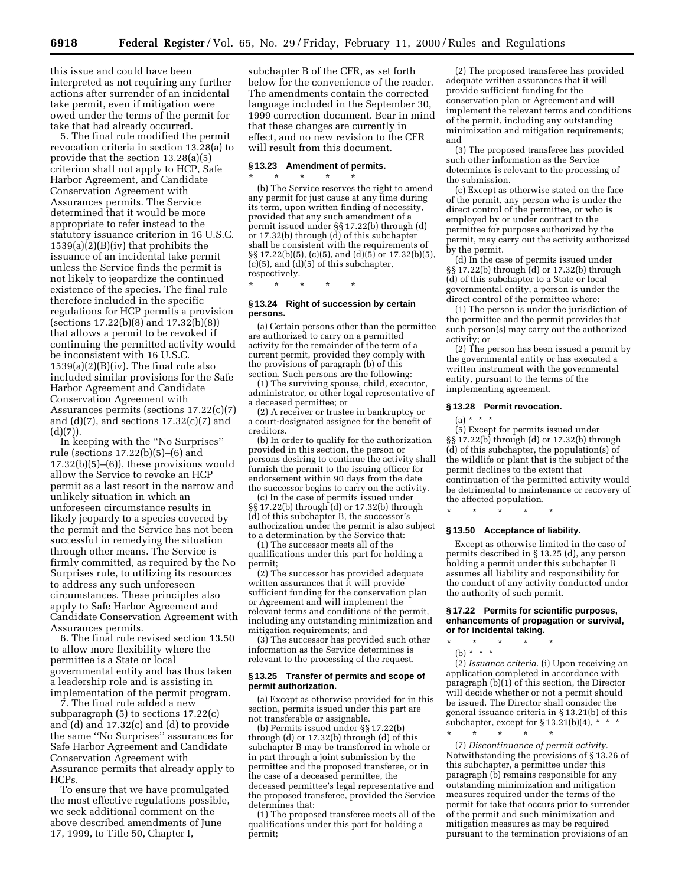this issue and could have been interpreted as not requiring any further actions after surrender of an incidental take permit, even if mitigation were owed under the terms of the permit for take that had already occurred.

5. The final rule modified the permit revocation criteria in section 13.28(a) to provide that the section 13.28(a)(5) criterion shall not apply to HCP, Safe Harbor Agreement, and Candidate Conservation Agreement with Assurances permits. The Service determined that it would be more appropriate to refer instead to the statutory issuance criterion in 16 U.S.C. 1539(a)(2)(B)(iv) that prohibits the issuance of an incidental take permit unless the Service finds the permit is not likely to jeopardize the continued existence of the species. The final rule therefore included in the specific regulations for HCP permits a provision (sections 17.22(b)(8) and 17.32(b)(8)) that allows a permit to be revoked if continuing the permitted activity would be inconsistent with 16 U.S.C. 1539(a)(2)(B)(iv). The final rule also included similar provisions for the Safe Harbor Agreement and Candidate Conservation Agreement with Assurances permits (sections 17.22(c)(7) and (d)(7), and sections 17.32(c)(7) and (d)(7)).

In keeping with the ''No Surprises'' rule (sections 17.22(b)(5)–(6) and 17.32(b)(5)–(6)), these provisions would allow the Service to revoke an HCP permit as a last resort in the narrow and unlikely situation in which an unforeseen circumstance results in likely jeopardy to a species covered by the permit and the Service has not been successful in remedying the situation through other means. The Service is firmly committed, as required by the No Surprises rule, to utilizing its resources to address any such unforeseen circumstances. These principles also apply to Safe Harbor Agreement and Candidate Conservation Agreement with Assurances permits.

6. The final rule revised section 13.50 to allow more flexibility where the permittee is a State or local governmental entity and has thus taken a leadership role and is assisting in implementation of the permit program.

7. The final rule added a new subparagraph (5) to sections 17.22(c) and (d) and 17.32(c) and (d) to provide the same ''No Surprises'' assurances for Safe Harbor Agreement and Candidate Conservation Agreement with Assurance permits that already apply to HCPs.

To ensure that we have promulgated the most effective regulations possible, we seek additional comment on the above described amendments of June 17, 1999, to Title 50, Chapter I, subchapter B of the CFR, as set forth below for the convenience of the reader. The amendments contain the corrected language included in the September 30, 1999 correction document. Bear in mind that these changes are currently in effect, and no new revision to the CFR will result from this document.

### § 13.23 Amendment of permits.

\* \* \* \* \*

(b) The Service reserves the right to amend any permit for just cause at any time during its term, upon written finding of necessity, provided that any such amendment of a permit issued under §§ 17.22(b) through (d) or 17.32(b) through (d) of this subchapter shall be consistent with the requirements of §§ 17.22(b)(5), (c)(5), and (d)(5) or 17.32(b)(5), (c)(5), and (d)(5) of this subchapter, respectively.

\* \* \* \* \*

### § 13.24 Right of succession by certain persons.

(a) Certain persons other than the permittee are authorized to carry on a permitted activity for the remainder of the term of a current permit, provided they comply with the provisions of paragraph (b) of this section. Such persons are the following:

(1) The surviving spouse, child, executor, administrator, or other legal representative of a deceased permittee; or

(2) A receiver or trustee in bankruptcy or a court-designated assignee for the benefit of creditors.

(b) In order to qualify for the authorization provided in this section, the person or persons desiring to continue the activity shall furnish the permit to the issuing officer for endorsement within 90 days from the date the successor begins to carry on the activity.

(c) In the case of permits issued under §§ 17.22(b) through (d) or 17.32(b) through (d) of this subchapter B, the successor's authorization under the permit is also subject to a determination by the Service that:

(1) The successor meets all of the qualifications under this part for holding a permit;

(2) The successor has provided adequate written assurances that it will provide sufficient funding for the conservation plan or Agreement and will implement the relevant terms and conditions of the permit, including any outstanding minimization and mitigation requirements; and

(3) The successor has provided such other information as the Service determines is relevant to the processing of the request.

### § 13.25 Transfer of permits and scope of permit authorization.

(a) Except as otherwise provided for in this section, permits issued under this part are not transferable or assignable.

(b) Permits issued under §§ 17.22(b) through (d) or 17.32(b) through (d) of this subchapter B may be transferred in whole or in part through a joint submission by the permittee and the proposed transferee, or in the case of a deceased permittee, the deceased permittee's legal representative and the proposed transferee, provided the Service determines that:

(1) The proposed transferee meets all of the qualifications under this part for holding a permit;

(2) The proposed transferee has provided adequate written assurances that it will provide sufficient funding for the conservation plan or Agreement and will implement the relevant terms and conditions of the permit, including any outstanding minimization and mitigation requirements; and

(3) The proposed transferee has provided such other information as the Service determines is relevant to the processing of the submission.

(c) Except as otherwise stated on the face of the permit, any person who is under the direct control of the permittee, or who is employed by or under contract to the permittee for purposes authorized by the permit, may carry out the activity authorized by the permit.

(d) In the case of permits issued under §§ 17.22(b) through (d) or 17.32(b) through (d) of this subchapter to a State or local governmental entity, a person is under the direct control of the permittee where:

(1) The person is under the jurisdiction of the permittee and the permit provides that such person(s) may carry out the authorized activity; or

(2) The person has been issued a permit by the governmental entity or has executed a written instrument with the governmental entity, pursuant to the terms of the implementing agreement.

### § 13.28 Permit revocation.

(a) \* \* \*

(5) Except for permits issued under §§ 17.22(b) through (d) or 17.32(b) through (d) of this subchapter, the population(s) of the wildlife or plant that is the subject of the permit declines to the extent that continuation of the permitted activity would be detrimental to maintenance or recovery of the affected population.

\* \* \* \* \*

### § 13.50 Acceptance of liability.

Except as otherwise limited in the case of permits described in § 13.25 (d), any person holding a permit under this subchapter B assumes all liability and responsibility for the conduct of any activity conducted under the authority of such permit.

### § 17.22 Permits for scientific purposes, enhancements of propagation or survival, or for incidental taking.

\* \* \* \* \*

(b) \* \* \*

(2) *Issuance criteria.* (i) Upon receiving an application completed in accordance with paragraph (b)(1) of this section, the Director will decide whether or not a permit should be issued. The Director shall consider the general issuance criteria in § 13.21(b) of this subchapter, except for § 13.21(b)(4), \* \* \*

\* \* \* \* \*

(7) *Discontinuance of permit activity.* Notwithstanding the provisions of § 13.26 of this subchapter, a permittee under this paragraph (b) remains responsible for any outstanding minimization and mitigation measures required under the terms of the permit for take that occurs prior to surrender of the permit and such minimization and mitigation measures as may be required pursuant to the termination provisions of an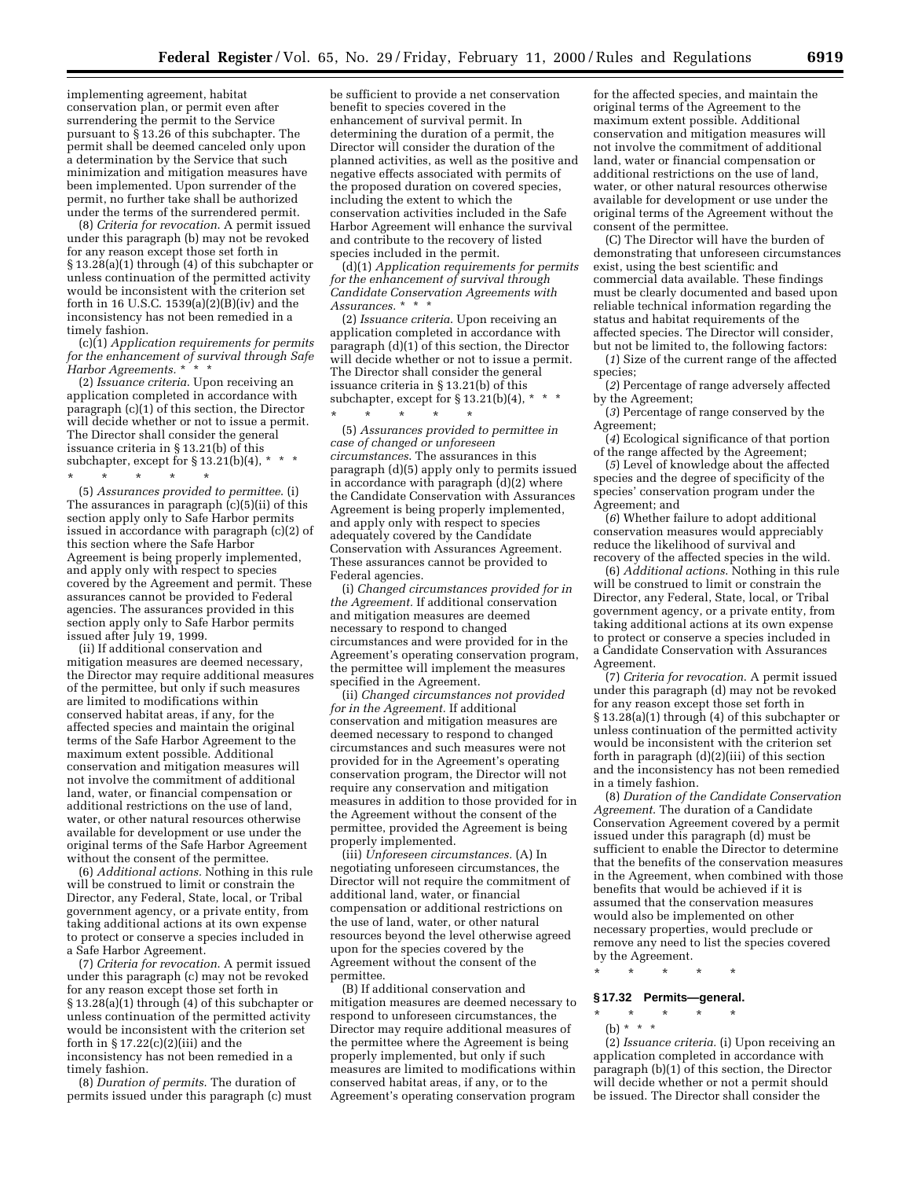implementing agreement, habitat conservation plan, or permit even after surrendering the permit to the Service pursuant to § 13.26 of this subchapter. The permit shall be deemed canceled only upon a determination by the Service that such minimization and mitigation measures have been implemented. Upon surrender of the permit, no further take shall be authorized under the terms of the surrendered permit.

(8) *Criteria for revocation.* A permit issued under this paragraph (b) may not be revoked for any reason except those set forth in § 13.28(a)(1) through (4) of this subchapter or unless continuation of the permitted activity would be inconsistent with the criterion set forth in 16 U.S.C. 1539(a)(2)(B)(iv) and the inconsistency has not been remedied in a timely fashion.

(c)(1) *Application requirements for permits for the enhancement of survival through Safe Harbor Agreements.* * * *

(2) *Issuance criteria.* Upon receiving an application completed in accordance with paragraph (c)(1) of this section, the Director will decide whether or not to issue a permit. The Director shall consider the general issuance criteria in § 13.21(b) of this subchapter, except for § 13.21(b)(4), * * *

\* \* \* \* \*

(5) *Assurances provided to permittee.* (i) The assurances in paragraph (c)(5)(ii) of this section apply only to Safe Harbor permits issued in accordance with paragraph (c)(2) of this section where the Safe Harbor Agreement is being properly implemented, and apply only with respect to species covered by the Agreement and permit. These assurances cannot be provided to Federal agencies. The assurances provided in this section apply only to Safe Harbor permits issued after July 19, 1999.

(ii) If additional conservation and mitigation measures are deemed necessary, the Director may require additional measures of the permittee, but only if such measures are limited to modifications within conserved habitat areas, if any, for the affected species and maintain the original terms of the Safe Harbor Agreement to the maximum extent possible. Additional conservation and mitigation measures will not involve the commitment of additional land, water, or financial compensation or additional restrictions on the use of land, water, or other natural resources otherwise available for development or use under the original terms of the Safe Harbor Agreement without the consent of the permittee.

(6) *Additional actions.* Nothing in this rule will be construed to limit or constrain the Director, any Federal, State, local, or Tribal government agency, or a private entity, from taking additional actions at its own expense to protect or conserve a species included in a Safe Harbor Agreement.

(7) *Criteria for revocation.* A permit issued under this paragraph (c) may not be revoked for any reason except those set forth in § 13.28(a)(1) through (4) of this subchapter or unless continuation of the permitted activity would be inconsistent with the criterion set forth in § 17.22(c)(2)(iii) and the inconsistency has not been remedied in a timely fashion.

(8) *Duration of permits.* The duration of permits issued under this paragraph (c) must be sufficient to provide a net conservation benefit to species covered in the enhancement of survival permit. In determining the duration of a permit, the Director will consider the duration of the planned activities, as well as the positive and negative effects associated with permits of the proposed duration on covered species, including the extent to which the conservation activities included in the Safe Harbor Agreement will enhance the survival and contribute to the recovery of listed species included in the permit.

(d)(1) *Application requirements for permits for the enhancement of survival through Candidate Conservation Agreements with Assurances.* * * *

(2) *Issuance criteria.* Upon receiving an application completed in accordance with paragraph (d)(1) of this section, the Director will decide whether or not to issue a permit. The Director shall consider the general issuance criteria in § 13.21(b) of this subchapter, except for § 13.21(b)(4), * * *

\* \* \* \* \*

(5) *Assurances provided to permittee in case of changed or unforeseen circumstances.* The assurances in this paragraph (d)(5) apply only to permits issued in accordance with paragraph (d)(2) where the Candidate Conservation with Assurances Agreement is being properly implemented, and apply only with respect to species adequately covered by the Candidate Conservation with Assurances Agreement. These assurances cannot be provided to Federal agencies.

(i) *Changed circumstances provided for in the Agreement.* If additional conservation and mitigation measures are deemed necessary to respond to changed circumstances and were provided for in the Agreement's operating conservation program, the permittee will implement the measures specified in the Agreement.

(ii) *Changed circumstances not provided for in the Agreement.* If additional conservation and mitigation measures are deemed necessary to respond to changed circumstances and such measures were not provided for in the Agreement's operating conservation program, the Director will not require any conservation and mitigation measures in addition to those provided for in the Agreement without the consent of the permittee, provided the Agreement is being properly implemented.

(iii) *Unforeseen circumstances.* (A) In negotiating unforeseen circumstances, the Director will not require the commitment of additional land, water, or financial compensation or additional restrictions on the use of land, water, or other natural resources beyond the level otherwise agreed upon for the species covered by the Agreement without the consent of the permittee.

(B) If additional conservation and mitigation measures are deemed necessary to respond to unforeseen circumstances, the Director may require additional measures of the permittee where the Agreement is being properly implemented, but only if such measures are limited to modifications within conserved habitat areas, if any, or to the Agreement's operating conservation program for the affected species, and maintain the original terms of the Agreement to the maximum extent possible. Additional conservation and mitigation measures will not involve the commitment of additional land, water or financial compensation or additional restrictions on the use of land, water, or other natural resources otherwise available for development or use under the original terms of the Agreement without the consent of the permittee.

(C) The Director will have the burden of demonstrating that unforeseen circumstances exist, using the best scientific and commercial data available. These findings must be clearly documented and based upon reliable technical information regarding the status and habitat requirements of the affected species. The Director will consider, but not be limited to, the following factors:

(*1*) Size of the current range of the affected species;

(*2*) Percentage of range adversely affected by the Agreement;

(*3*) Percentage of range conserved by the Agreement;

(*4*) Ecological significance of that portion of the range affected by the Agreement;

(*5*) Level of knowledge about the affected species and the degree of specificity of the species' conservation program under the Agreement; and

(*6*) Whether failure to adopt additional conservation measures would appreciably reduce the likelihood of survival and recovery of the affected species in the wild.

(6) *Additional actions.* Nothing in this rule will be construed to limit or constrain the Director, any Federal, State, local, or Tribal government agency, or a private entity, from taking additional actions at its own expense to protect or conserve a species included in a Candidate Conservation with Assurances Agreement.

(7) *Criteria for revocation.* A permit issued under this paragraph (d) may not be revoked for any reason except those set forth in § 13.28(a)(1) through (4) of this subchapter or unless continuation of the permitted activity would be inconsistent with the criterion set forth in paragraph (d)(2)(iii) of this section and the inconsistency has not been remedied in a timely fashion.

(8) *Duration of the Candidate Conservation Agreement.* The duration of a Candidate Conservation Agreement covered by a permit issued under this paragraph (d) must be sufficient to enable the Director to determine that the benefits of the conservation measures in the Agreement, when combined with those benefits that would be achieved if it is assumed that the conservation measures would also be implemented on other necessary properties, would preclude or remove any need to list the species covered by the Agreement.

\* \* \* \* \*

### § 17.32 Permits—general.

\* \* \* \* \*

(b) * * *

(2) *Issuance criteria.* (i) Upon receiving an application completed in accordance with paragraph (b)(1) of this section, the Director will decide whether or not a permit should be issued. The Director shall consider the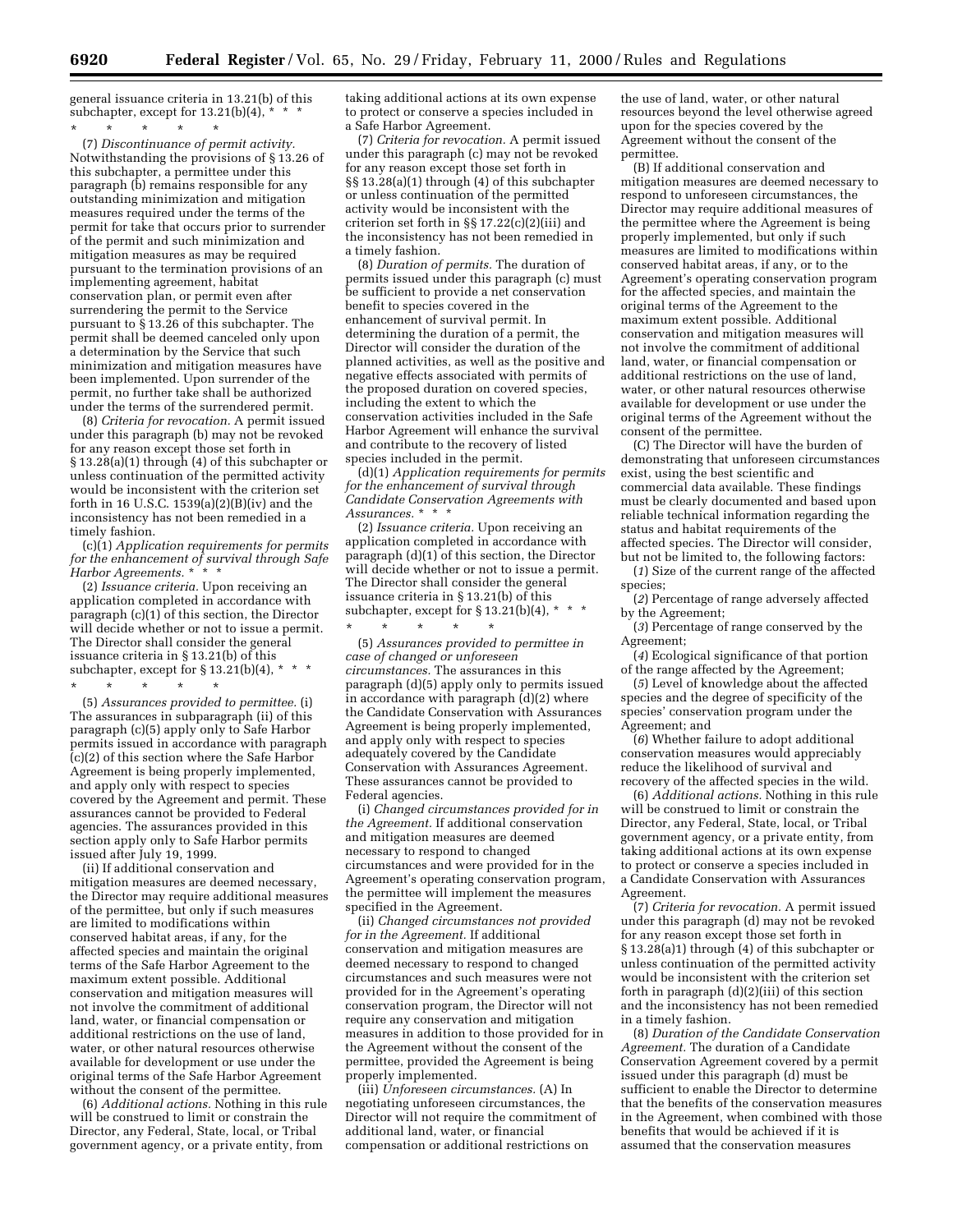general issuance criteria in 13.21(b) of this subchapter, except for 13.21(b)(4), * * *

\* \* \* \* \*

(7) *Discontinuance of permit activity.* Notwithstanding the provisions of § 13.26 of this subchapter, a permittee under this paragraph (b) remains responsible for any outstanding minimization and mitigation measures required under the terms of the permit for take that occurs prior to surrender of the permit and such minimization and mitigation measures as may be required pursuant to the termination provisions of an implementing agreement, habitat conservation plan, or permit even after surrendering the permit to the Service pursuant to § 13.26 of this subchapter. The permit shall be deemed canceled only upon a determination by the Service that such minimization and mitigation measures have been implemented. Upon surrender of the permit, no further take shall be authorized under the terms of the surrendered permit.

(8) *Criteria for revocation.* A permit issued under this paragraph (b) may not be revoked for any reason except those set forth in § 13.28(a)(1) through (4) of this subchapter or unless continuation of the permitted activity would be inconsistent with the criterion set forth in 16 U.S.C. 1539(a)(2)(B)(iv) and the inconsistency has not been remedied in a timely fashion.

(c)(1) *Application requirements for permits for the enhancement of survival through Safe Harbor Agreements.* * * *

(2) *Issuance criteria.* Upon receiving an application completed in accordance with paragraph (c)(1) of this section, the Director will decide whether or not to issue a permit. The Director shall consider the general issuance criteria in § 13.21(b) of this subchapter, except for § 13.21(b)(4), * * *

\* \* \* \* \*

(5) *Assurances provided to permittee.* (i) The assurances in subparagraph (ii) of this paragraph (c)(5) apply only to Safe Harbor permits issued in accordance with paragraph (c)(2) of this section where the Safe Harbor Agreement is being properly implemented, and apply only with respect to species covered by the Agreement and permit. These assurances cannot be provided to Federal agencies. The assurances provided in this section apply only to Safe Harbor permits issued after July 19, 1999.

(ii) If additional conservation and mitigation measures are deemed necessary, the Director may require additional measures of the permittee, but only if such measures are limited to modifications within conserved habitat areas, if any, for the affected species and maintain the original terms of the Safe Harbor Agreement to the maximum extent possible. Additional conservation and mitigation measures will not involve the commitment of additional land, water, or financial compensation or additional restrictions on the use of land, water, or other natural resources otherwise available for development or use under the original terms of the Safe Harbor Agreement without the consent of the permittee.

(6) *Additional actions.* Nothing in this rule will be construed to limit or constrain the Director, any Federal, State, local, or Tribal government agency, or a private entity, from taking additional actions at its own expense to protect or conserve a species included in a Safe Harbor Agreement.

(7) *Criteria for revocation.* A permit issued under this paragraph (c) may not be revoked for any reason except those set forth in §§ 13.28(a)(1) through (4) of this subchapter or unless continuation of the permitted activity would be inconsistent with the criterion set forth in §§ 17.22(c)(2)(iii) and the inconsistency has not been remedied in a timely fashion.

(8) *Duration of permits.* The duration of permits issued under this paragraph (c) must be sufficient to provide a net conservation benefit to species covered in the enhancement of survival permit. In determining the duration of a permit, the Director will consider the duration of the planned activities, as well as the positive and negative effects associated with permits of the proposed duration on covered species, including the extent to which the conservation activities included in the Safe Harbor Agreement will enhance the survival and contribute to the recovery of listed species included in the permit.

(d)(1) *Application requirements for permits for the enhancement of survival through Candidate Conservation Agreements with Assurances.* * * *

(2) *Issuance criteria.* Upon receiving an application completed in accordance with paragraph (d)(1) of this section, the Director will decide whether or not to issue a permit. The Director shall consider the general issuance criteria in § 13.21(b) of this subchapter, except for § 13.21(b)(4), * * *

\* \* \* \* \*

(5) *Assurances provided to permittee in case of changed or unforeseen circumstances.* The assurances in this paragraph (d)(5) apply only to permits issued in accordance with paragraph (d)(2) where the Candidate Conservation with Assurances Agreement is being properly implemented, and apply only with respect to species adequately covered by the Candidate Conservation with Assurances Agreement. These assurances cannot be provided to Federal agencies.

(i) *Changed circumstances provided for in the Agreement.* If additional conservation and mitigation measures are deemed necessary to respond to changed circumstances and were provided for in the Agreement's operating conservation program, the permittee will implement the measures specified in the Agreement.

(ii) *Changed circumstances not provided for in the Agreement.* If additional conservation and mitigation measures are deemed necessary to respond to changed circumstances and such measures were not provided for in the Agreement's operating conservation program, the Director will not require any conservation and mitigation measures in addition to those provided for in the Agreement without the consent of the permittee, provided the Agreement is being properly implemented.

(iii) *Unforeseen circumstances.* (A) In negotiating unforeseen circumstances, the Director will not require the commitment of additional land, water, or financial compensation or additional restrictions on the use of land, water, or other natural resources beyond the level otherwise agreed upon for the species covered by the Agreement without the consent of the permittee.

(B) If additional conservation and mitigation measures are deemed necessary to respond to unforeseen circumstances, the Director may require additional measures of the permittee where the Agreement is being properly implemented, but only if such measures are limited to modifications within conserved habitat areas, if any, or to the Agreement's operating conservation program for the affected species, and maintain the original terms of the Agreement to the maximum extent possible. Additional conservation and mitigation measures will not involve the commitment of additional land, water, or financial compensation or additional restrictions on the use of land, water, or other natural resources otherwise available for development or use under the original terms of the Agreement without the consent of the permittee.

(C) The Director will have the burden of demonstrating that unforeseen circumstances exist, using the best scientific and commercial data available. These findings must be clearly documented and based upon reliable technical information regarding the status and habitat requirements of the affected species. The Director will consider, but not be limited to, the following factors:

(*1*) Size of the current range of the affected species;

(*2*) Percentage of range adversely affected by the Agreement;

(*3*) Percentage of range conserved by the Agreement;

(*4*) Ecological significance of that portion of the range affected by the Agreement;

(*5*) Level of knowledge about the affected species and the degree of specificity of the species' conservation program under the Agreement; and

(*6*) Whether failure to adopt additional conservation measures would appreciably reduce the likelihood of survival and recovery of the affected species in the wild.

(6) *Additional actions.* Nothing in this rule will be construed to limit or constrain the Director, any Federal, State, local, or Tribal government agency, or a private entity, from taking additional actions at its own expense to protect or conserve a species included in a Candidate Conservation with Assurances Agreement.

(7) *Criteria for revocation.* A permit issued under this paragraph (d) may not be revoked for any reason except those set forth in § 13.28(a)1) through (4) of this subchapter or unless continuation of the permitted activity would be inconsistent with the criterion set forth in paragraph (d)(2)(iii) of this section and the inconsistency has not been remedied in a timely fashion.

(8) *Duration of the Candidate Conservation Agreement.* The duration of a Candidate Conservation Agreement covered by a permit issued under this paragraph (d) must be sufficient to enable the Director to determine that the benefits of the conservation measures in the Agreement, when combined with those benefits that would be achieved if it is assumed that the conservation measures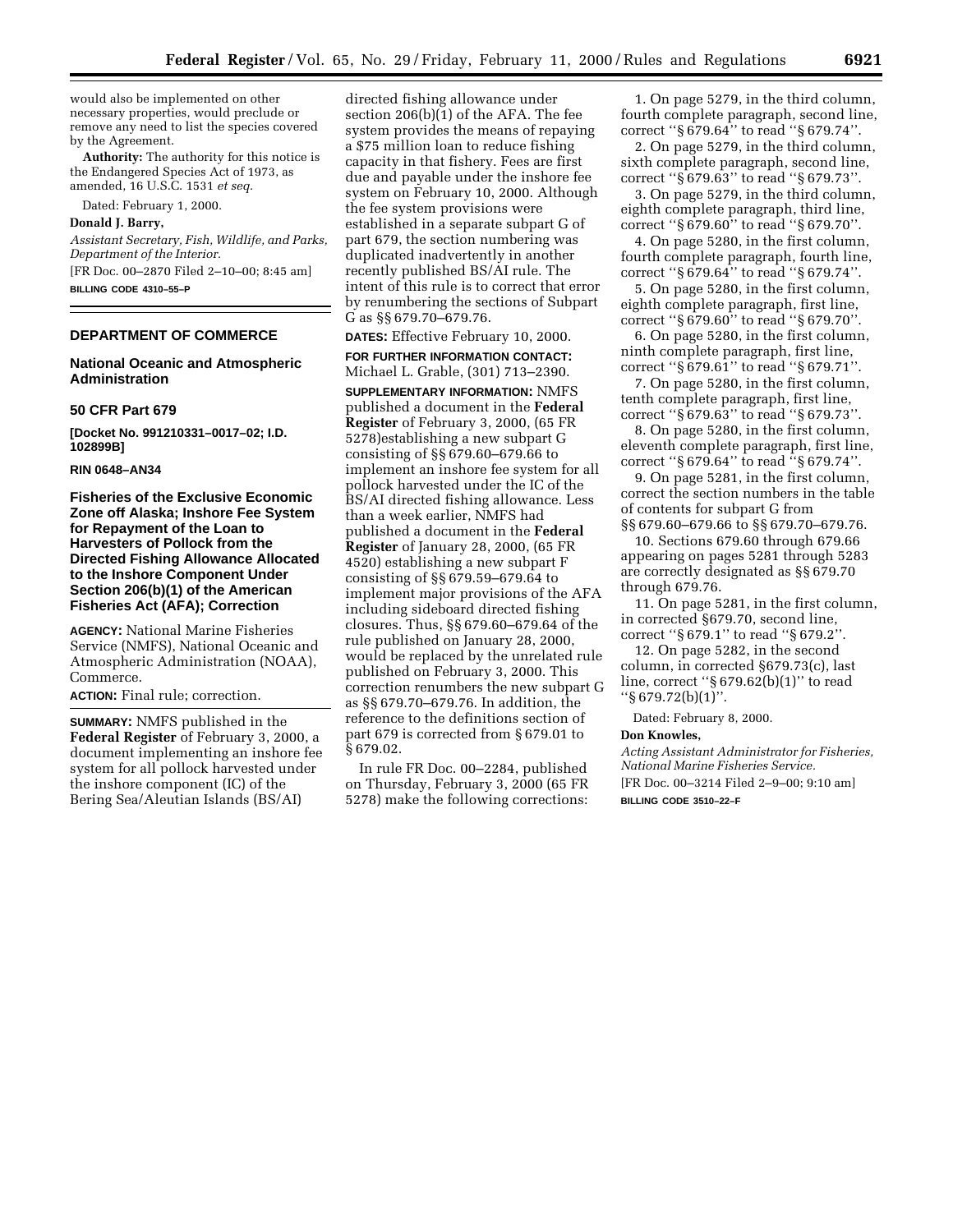would also be implemented on other necessary properties, would preclude or remove any need to list the species covered by the Agreement.

**Authority:** The authority for this notice is the Endangered Species Act of 1973, as amended, 16 U.S.C. 1531 *et seq.*

Dated: February 1, 2000.

**Donald J. Barry,**

*Assistant Secretary, Fish, Wildlife, and Parks, Department of the Interior.*

[FR Doc. 00–2870 Filed 2–10–00; 8:45 am]

**BILLING CODE 4310–55–P**

---

## DEPARTMENT OF COMMERCE

### National Oceanic and Atmospheric Administration

### 50 CFR Part 679

**[Docket No. 991210331–0017–02; I.D. 102899B]**

**RIN 0648–AN34**

### Fisheries of the Exclusive Economic Zone off Alaska; Inshore Fee System for Repayment of the Loan to Harvesters of Pollock from the Directed Fishing Allowance Allocated to the Inshore Component Under Section 206(b)(1) of the American Fisheries Act (AFA); Correction

**AGENCY:** National Marine Fisheries Service (NMFS), National Oceanic and Atmospheric Administration (NOAA), Commerce.

**ACTION:** Final rule; correction.

**SUMMARY:** NMFS published in the **Federal Register** of February 3, 2000, a document implementing an inshore fee system for all pollock harvested under the inshore component (IC) of the Bering Sea/Aleutian Islands (BS/AI) directed fishing allowance under section 206(b)(1) of the AFA. The fee system provides the means of repaying a $75 million loan to reduce fishing capacity in that fishery. Fees are first due and payable under the inshore fee system on February 10, 2000. Although the fee system provisions were established in a separate subpart G of part 679, the section numbering was duplicated inadvertently in another recently published BS/AI rule. The intent of this rule is to correct that error by renumbering the sections of Subpart G as §§ 679.70–679.76.

**DATES:** Effective February 10, 2000.

**FOR FURTHER INFORMATION CONTACT:** Michael L. Grable, (301) 713–2390.

**SUPPLEMENTARY INFORMATION:** NMFS published a document in the **Federal Register** of February 3, 2000, (65 FR 5278)establishing a new subpart G consisting of §§ 679.60–679.66 to implement an inshore fee system for all pollock harvested under the IC of the BS/AI directed fishing allowance. Less than a week earlier, NMFS had published a document in the **Federal Register** of January 28, 2000, (65 FR 4520) establishing a new subpart F consisting of §§ 679.59–679.64 to implement major provisions of the AFA including sideboard directed fishing closures. Thus, §§ 679.60–679.64 of the rule published on January 28, 2000, would be replaced by the unrelated rule published on February 3, 2000. This correction renumbers the new subpart G as §§ 679.70–679.76. In addition, the reference to the definitions section of part 679 is corrected from § 679.01 to § 679.02.

In rule FR Doc. 00–2284, published on Thursday, February 3, 2000 (65 FR 5278) make the following corrections:

1. On page 5279, in the third column, fourth complete paragraph, second line, correct ''§ 679.64'' to read ''§ 679.74''.

2. On page 5279, in the third column, sixth complete paragraph, second line, correct ''§ 679.63'' to read ''§ 679.73''.

3. On page 5279, in the third column, eighth complete paragraph, third line, correct ''§ 679.60'' to read ''§ 679.70''.

4. On page 5280, in the first column, fourth complete paragraph, fourth line, correct ''§ 679.64'' to read ''§ 679.74''.

5. On page 5280, in the first column, eighth complete paragraph, first line, correct ''§ 679.60'' to read ''§ 679.70''.

6. On page 5280, in the first column, ninth complete paragraph, first line, correct ''§ 679.61'' to read ''§ 679.71''.

7. On page 5280, in the first column, tenth complete paragraph, first line, correct ''§ 679.63'' to read ''§ 679.73''.

8. On page 5280, in the first column, eleventh complete paragraph, first line, correct ''§ 679.64'' to read ''§ 679.74''.

9. On page 5281, in the first column, correct the section numbers in the table of contents for subpart G from §§ 679.60–679.66 to §§ 679.70–679.76.

10. Sections 679.60 through 679.66 appearing on pages 5281 through 5283 are correctly designated as §§ 679.70 through 679.76.

11. On page 5281, in the first column, in corrected §679.70, second line, correct ''§ 679.1'' to read ''§ 679.2''.

12. On page 5282, in the second column, in corrected §679.73(c), last line, correct ''§ 679.62(b)(1)'' to read ''§ 679.72(b)(1)''.

Dated: February 8, 2000.

**Don Knowles,**

*Acting Assistant Administrator for Fisheries, National Marine Fisheries Service.*

[FR Doc. 00–3214 Filed 2–9–00; 9:10 am]

**BILLING CODE 3510–22–F**